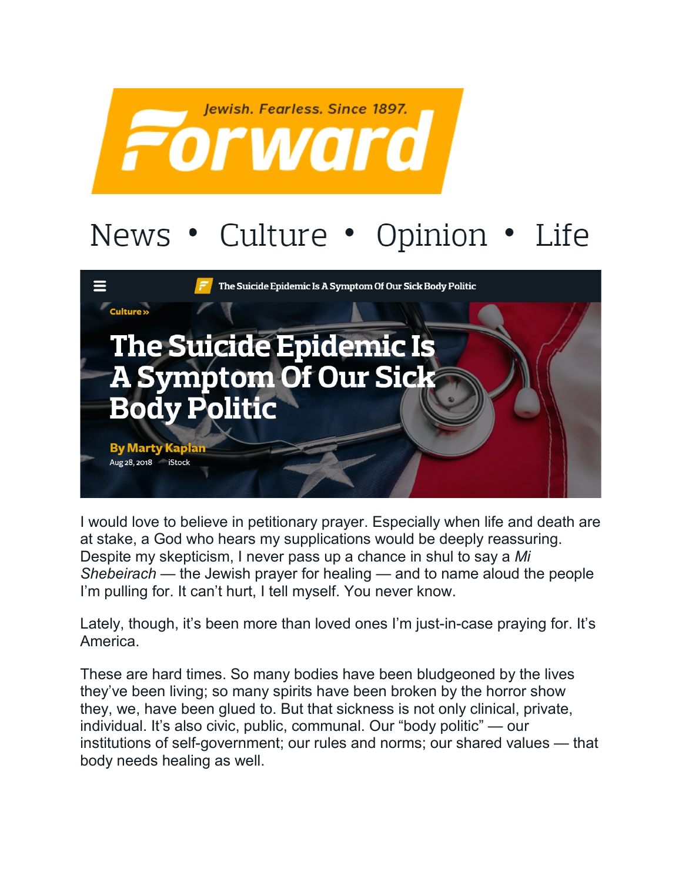Jewish. Fearless. Since 1897.

# Forward

News • Culture • Opinion • Life

The Suicide Epidemic Is A Symptom Of Our Sick Body Politic

Culture »

# The Suicide Epidemic Is A Symptom Of Our Sick Body Politic

**By Marty Kaplan**

Aug 28, 2018 iStock

I would love to believe in petitionary prayer. Especially when life and death are at stake, a God who hears my supplications would be deeply reassuring. Despite my skepticism, I never pass up a chance in shul to say a *Mi Shebeirach* — the Jewish prayer for healing — and to name aloud the people I'm pulling for. It can't hurt, I tell myself. You never know.

Lately, though, it's been more than loved ones I'm just-in-case praying for. It's America.

These are hard times. So many bodies have been bludgeoned by the lives they've been living; so many spirits have been broken by the horror show they, we, have been glued to. But that sickness is not only clinical, private, individual. It's also civic, public, communal. Our "body politic" — our institutions of self-government; our rules and norms; our shared values — that body needs healing as well.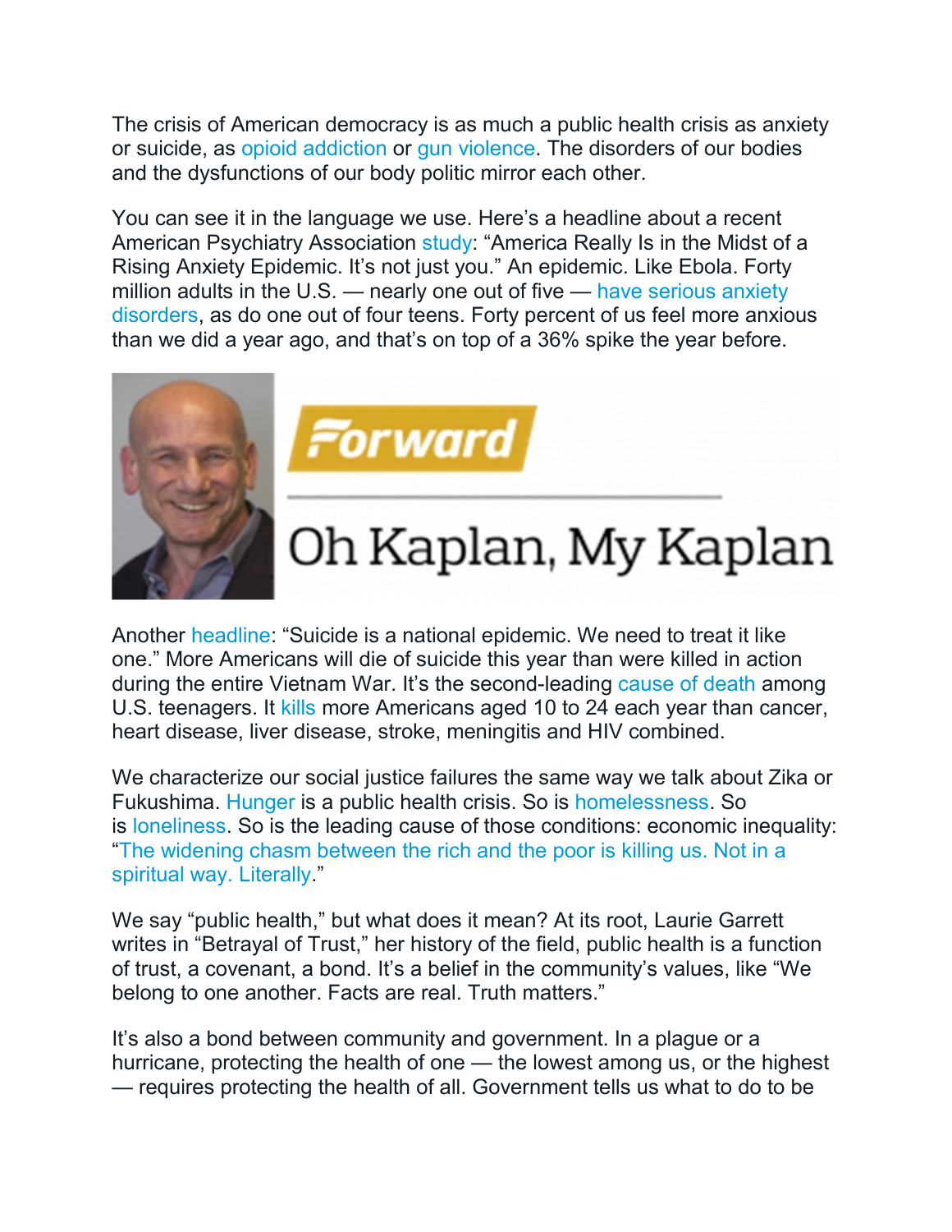The crisis of American democracy is as much a public health crisis as anxiety or suicide, as opioid addiction or gun violence. The disorders of our bodies and the dysfunctions of our body politic mirror each other.

You can see it in the language we use. Here's a headline about a recent American Psychiatry Association study: "America Really Is in the Midst of a Rising Anxiety Epidemic. It's not just you." An epidemic. Like Ebola. Forty million adults in the U.S. — nearly one out of five — have serious anxiety disorders, as do one out of four teens. Forty percent of us feel more anxious than we did a year ago, and that's on top of a 36% spike the year before.

Forward

Oh Kaplan, My Kaplan

Another headline: "Suicide is a national epidemic. We need to treat it like one." More Americans will die of suicide this year than were killed in action during the entire Vietnam War. It's the second-leading cause of death among U.S. teenagers. It kills more Americans aged 10 to 24 each year than cancer, heart disease, liver disease, stroke, meningitis and HIV combined.

We characterize our social justice failures the same way we talk about Zika or Fukushima. Hunger is a public health crisis. So is homelessness. So is loneliness. So is the leading cause of those conditions: economic inequality: "The widening chasm between the rich and the poor is killing us. Not in a spiritual way. Literally."

We say "public health," but what does it mean? At its root, Laurie Garrett writes in "Betrayal of Trust," her history of the field, public health is a function of trust, a covenant, a bond. It's a belief in the community's values, like "We belong to one another. Facts are real. Truth matters."

It's also a bond between community and government. In a plague or a hurricane, protecting the health of one — the lowest among us, or the highest — requires protecting the health of all. Government tells us what to do to be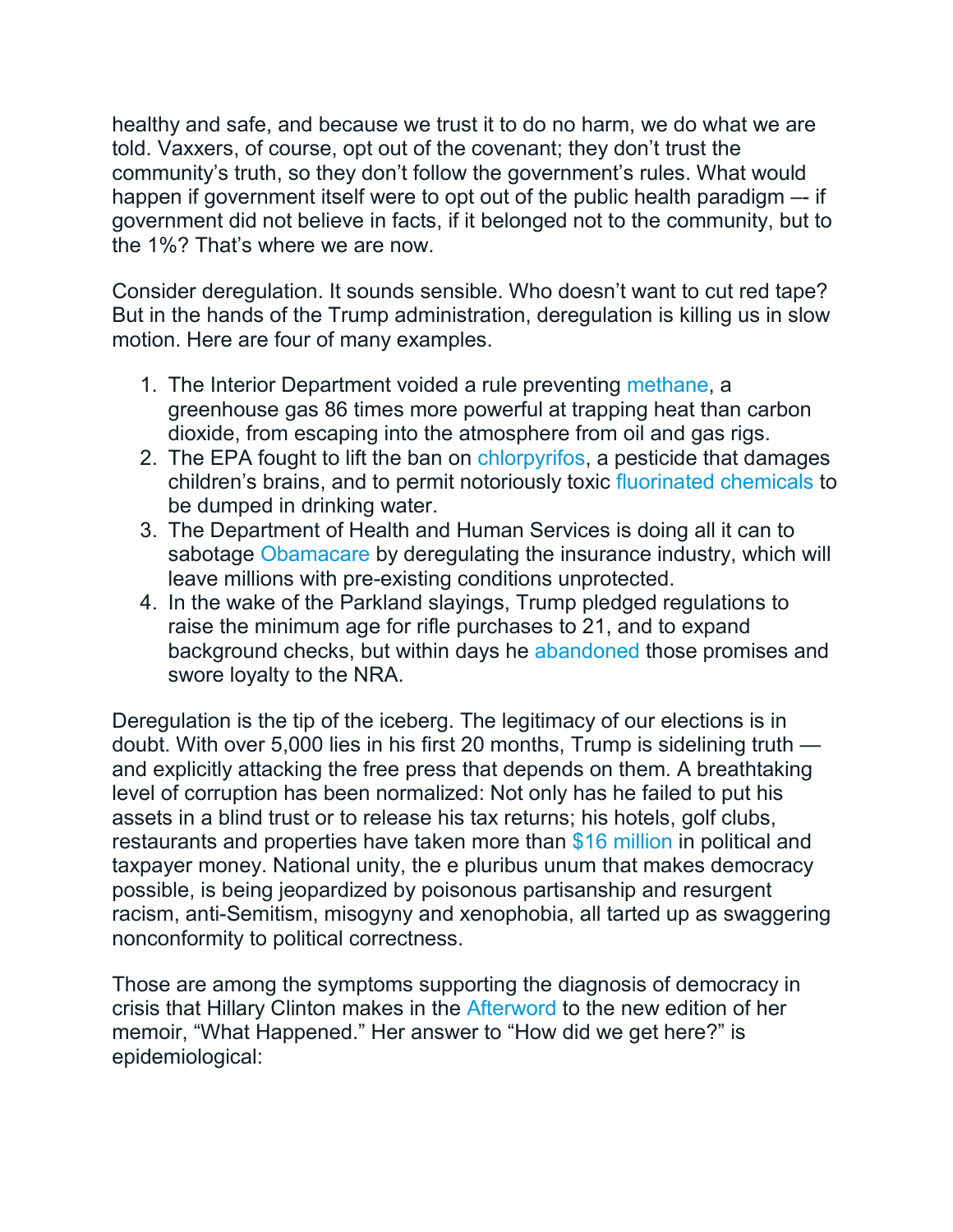healthy and safe, and because we trust it to do no harm, we do what we are told. Vaxxers, of course, opt out of the covenant; they don't trust the community's truth, so they don't follow the government's rules. What would happen if government itself were to opt out of the public health paradigm –- if government did not believe in facts, if it belonged not to the community, but to the 1%? That's where we are now.

Consider deregulation. It sounds sensible. Who doesn't want to cut red tape? But in the hands of the Trump administration, deregulation is killing us in slow motion. Here are four of many examples.

1. The Interior Department voided a rule preventing methane, a greenhouse gas 86 times more powerful at trapping heat than carbon dioxide, from escaping into the atmosphere from oil and gas rigs.
2. The EPA fought to lift the ban on chlorpyrifos, a pesticide that damages children's brains, and to permit notoriously toxic fluorinated chemicals to be dumped in drinking water.
3. The Department of Health and Human Services is doing all it can to sabotage Obamacare by deregulating the insurance industry, which will leave millions with pre-existing conditions unprotected.
4. In the wake of the Parkland slayings, Trump pledged regulations to raise the minimum age for rifle purchases to 21, and to expand background checks, but within days he abandoned those promises and swore loyalty to the NRA.

Deregulation is the tip of the iceberg. The legitimacy of our elections is in doubt. With over 5,000 lies in his first 20 months, Trump is sidelining truth — and explicitly attacking the free press that depends on them. A breathtaking level of corruption has been normalized: Not only has he failed to put his assets in a blind trust or to release his tax returns; his hotels, golf clubs, restaurants and properties have taken more than $16 million in political and taxpayer money. National unity, the e pluribus unum that makes democracy possible, is being jeopardized by poisonous partisanship and resurgent racism, anti-Semitism, misogyny and xenophobia, all tarted up as swaggering nonconformity to political correctness.

Those are among the symptoms supporting the diagnosis of democracy in crisis that Hillary Clinton makes in the Afterword to the new edition of her memoir, "What Happened." Her answer to "How did we get here?" is epidemiological: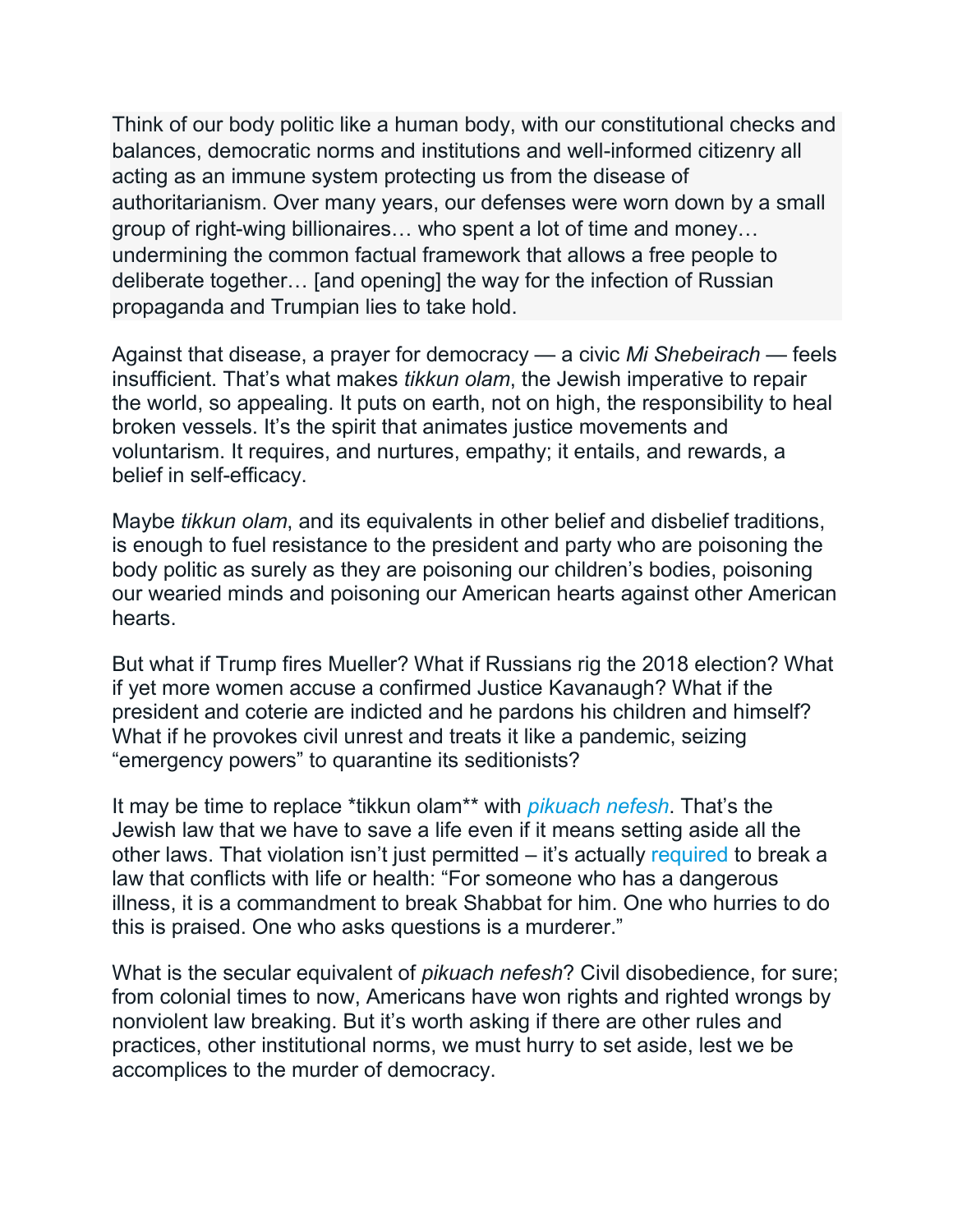> Think of our body politic like a human body, with our constitutional checks and balances, democratic norms and institutions and well-informed citizenry all acting as an immune system protecting us from the disease of authoritarianism. Over many years, our defenses were worn down by a small group of right-wing billionaires… who spent a lot of time and money… undermining the common factual framework that allows a free people to deliberate together… [and opening] the way for the infection of Russian propaganda and Trumpian lies to take hold.

Against that disease, a prayer for democracy — a civic *Mi Shebeirach* — feels insufficient. That's what makes *tikkun olam*, the Jewish imperative to repair the world, so appealing. It puts on earth, not on high, the responsibility to heal broken vessels. It's the spirit that animates justice movements and voluntarism. It requires, and nurtures, empathy; it entails, and rewards, a belief in self-efficacy.

Maybe *tikkun olam*, and its equivalents in other belief and disbelief traditions, is enough to fuel resistance to the president and party who are poisoning the body politic as surely as they are poisoning our children's bodies, poisoning our wearied minds and poisoning our American hearts against other American hearts.

But what if Trump fires Mueller? What if Russians rig the 2018 election? What if yet more women accuse a confirmed Justice Kavanaugh? What if the president and coterie are indicted and he pardons his children and himself? What if he provokes civil unrest and treats it like a pandemic, seizing "emergency powers" to quarantine its seditionists?

It may be time to replace *tikkun olam** with *pikuach nefesh*. That's the Jewish law that we have to save a life even if it means setting aside all the other laws. That violation isn't just permitted – it's actually required to break a law that conflicts with life or health: "For someone who has a dangerous illness, it is a commandment to break Shabbat for him. One who hurries to do this is praised. One who asks questions is a murderer."

What is the secular equivalent of *pikuach nefesh*? Civil disobedience, for sure; from colonial times to now, Americans have won rights and righted wrongs by nonviolent law breaking. But it's worth asking if there are other rules and practices, other institutional norms, we must hurry to set aside, lest we be accomplices to the murder of democracy.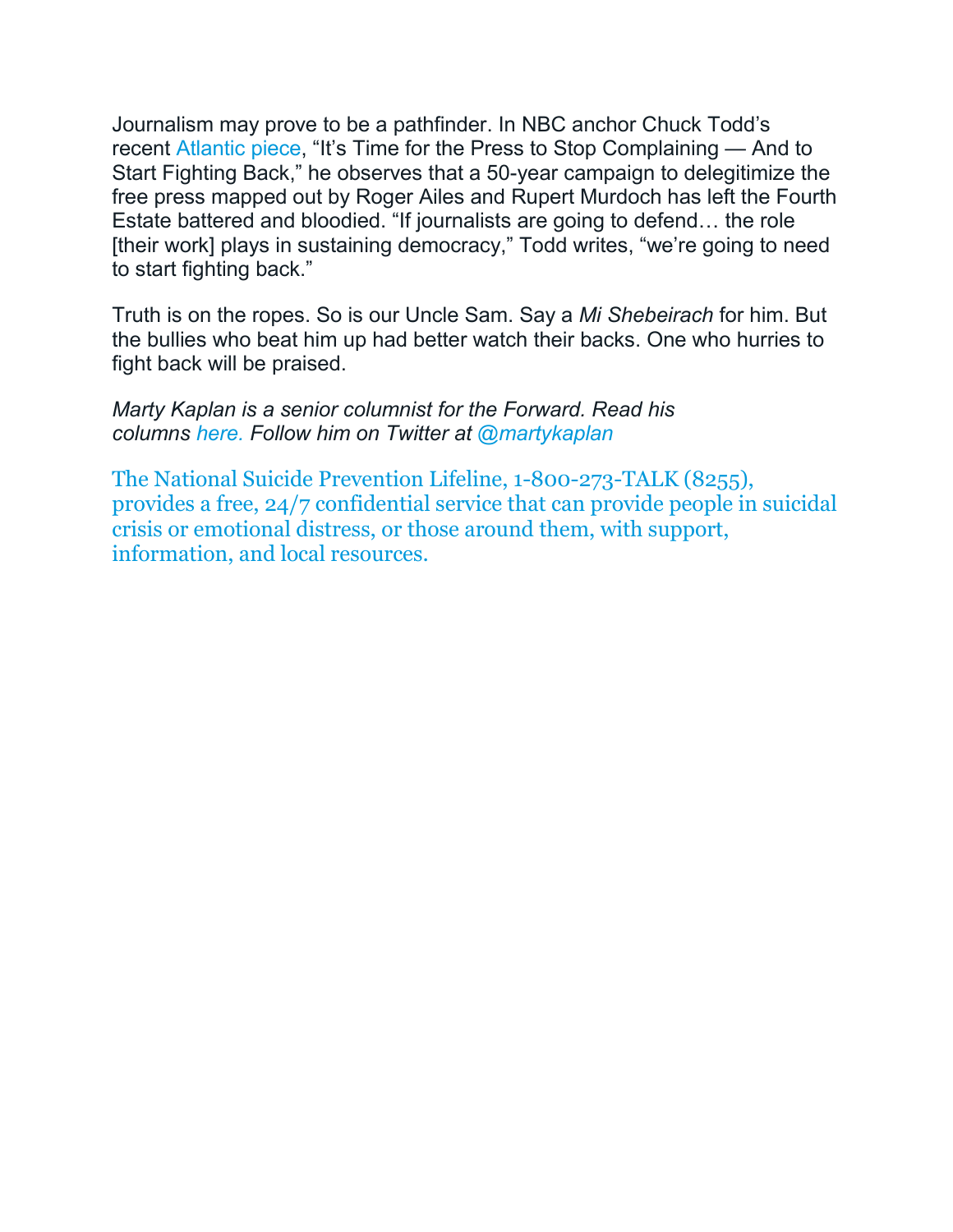Journalism may prove to be a pathfinder. In NBC anchor Chuck Todd's recent Atlantic piece, "It's Time for the Press to Stop Complaining — And to Start Fighting Back," he observes that a 50-year campaign to delegitimize the free press mapped out by Roger Ailes and Rupert Murdoch has left the Fourth Estate battered and bloodied. "If journalists are going to defend… the role [their work] plays in sustaining democracy," Todd writes, "we're going to need to start fighting back."

Truth is on the ropes. So is our Uncle Sam. Say a *Mi Shebeirach* for him. But the bullies who beat him up had better watch their backs. One who hurries to fight back will be praised.

*Marty Kaplan is a senior columnist for the Forward. Read his columns here. Follow him on Twitter at @martykaplan*

The National Suicide Prevention Lifeline, 1-800-273-TALK (8255), provides a free, 24/7 confidential service that can provide people in suicidal crisis or emotional distress, or those around them, with support, information, and local resources.